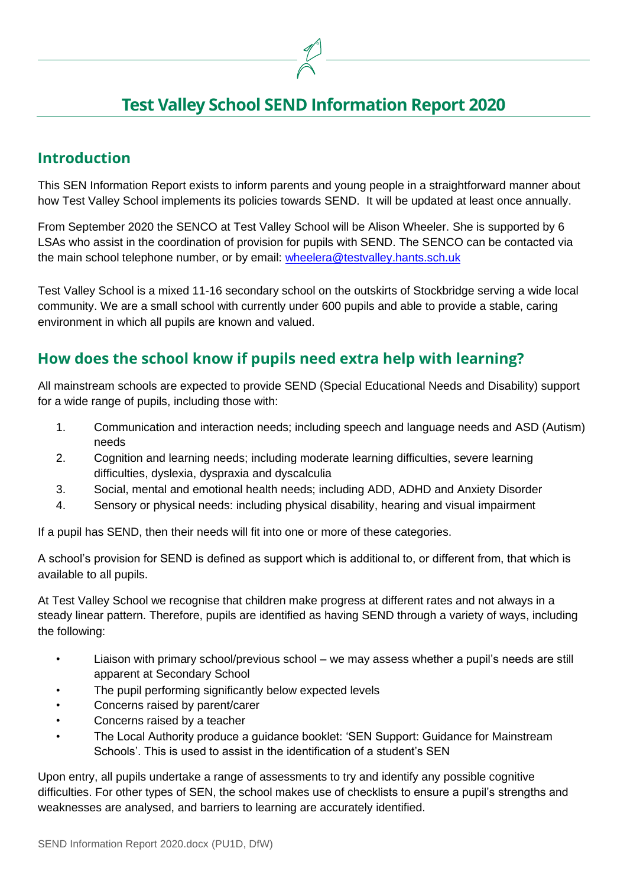# Test Valley School SEND Information Report 2020

## Introduction

This SEN Information Report exists to inform parents and young people in a straightforward manner about how Test Valley School implements its policies towards SEND. It will be updated at least once annually.

From September 2020 the SENCO at Test Valley School will be Alison Wheeler. She is supported by 6 LSAs who assist in the coordination of provision for pupils with SEND. The SENCO can be contacted via the main school telephone number, or by email: [wheelera@testvalley.hants.sch.uk](mailto:wheelera@testvalley.hants.sch.uk)

Test Valley School is a mixed 11-16 secondary school on the outskirts of Stockbridge serving a wide local community. We are a small school with currently under 600 pupils and able to provide a stable, caring environment in which all pupils are known and valued.

## How does the school know if pupils need extra help with learning?

All mainstream schools are expected to provide SEND (Special Educational Needs and Disability) support for a wide range of pupils, including those with:

1. Communication and interaction needs; including speech and language needs and ASD (Autism) needs
2. Cognition and learning needs; including moderate learning difficulties, severe learning difficulties, dyslexia, dyspraxia and dyscalculia
3. Social, mental and emotional health needs; including ADD, ADHD and Anxiety Disorder
4. Sensory or physical needs: including physical disability, hearing and visual impairment

If a pupil has SEND, then their needs will fit into one or more of these categories.

A school's provision for SEND is defined as support which is additional to, or different from, that which is available to all pupils.

At Test Valley School we recognise that children make progress at different rates and not always in a steady linear pattern. Therefore, pupils are identified as having SEND through a variety of ways, including the following:

- Liaison with primary school/previous school – we may assess whether a pupil's needs are still apparent at Secondary School
- The pupil performing significantly below expected levels
- Concerns raised by parent/carer
- Concerns raised by a teacher
- The Local Authority produce a guidance booklet: 'SEN Support: Guidance for Mainstream Schools'. This is used to assist in the identification of a student's SEN

Upon entry, all pupils undertake a range of assessments to try and identify any possible cognitive difficulties. For other types of SEN, the school makes use of checklists to ensure a pupil's strengths and weaknesses are analysed, and barriers to learning are accurately identified.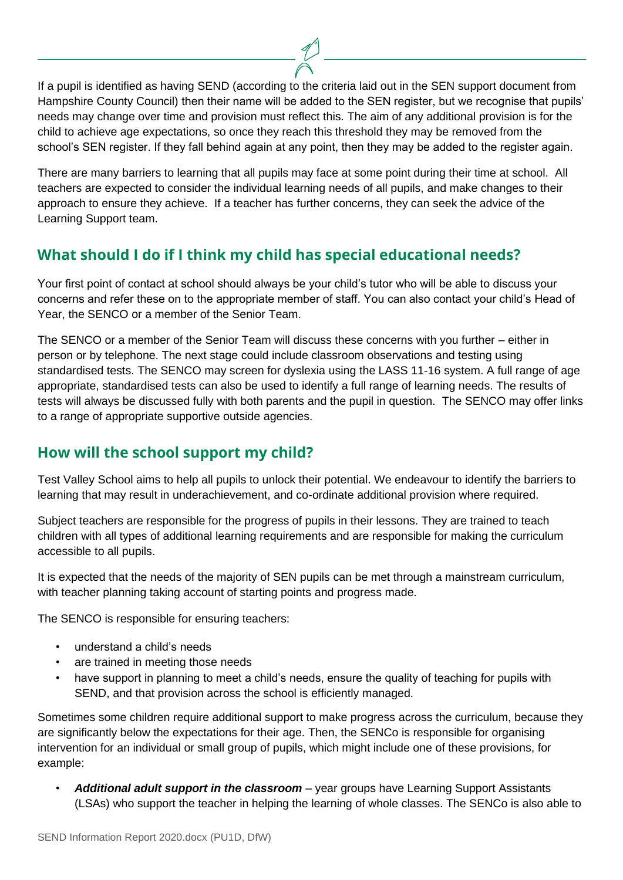If a pupil is identified as having SEND (according to the criteria laid out in the SEN support document from Hampshire County Council) then their name will be added to the SEN register, but we recognise that pupils' needs may change over time and provision must reflect this. The aim of any additional provision is for the child to achieve age expectations, so once they reach this threshold they may be removed from the school's SEN register. If they fall behind again at any point, then they may be added to the register again.

There are many barriers to learning that all pupils may face at some point during their time at school. All teachers are expected to consider the individual learning needs of all pupils, and make changes to their approach to ensure they achieve. If a teacher has further concerns, they can seek the advice of the Learning Support team.

## What should I do if I think my child has special educational needs?

Your first point of contact at school should always be your child's tutor who will be able to discuss your concerns and refer these on to the appropriate member of staff. You can also contact your child's Head of Year, the SENCO or a member of the Senior Team.

The SENCO or a member of the Senior Team will discuss these concerns with you further – either in person or by telephone. The next stage could include classroom observations and testing using standardised tests. The SENCO may screen for dyslexia using the LASS 11-16 system. A full range of age appropriate, standardised tests can also be used to identify a full range of learning needs. The results of tests will always be discussed fully with both parents and the pupil in question. The SENCO may offer links to a range of appropriate supportive outside agencies.

## How will the school support my child?

Test Valley School aims to help all pupils to unlock their potential. We endeavour to identify the barriers to learning that may result in underachievement, and co-ordinate additional provision where required.

Subject teachers are responsible for the progress of pupils in their lessons. They are trained to teach children with all types of additional learning requirements and are responsible for making the curriculum accessible to all pupils.

It is expected that the needs of the majority of SEN pupils can be met through a mainstream curriculum, with teacher planning taking account of starting points and progress made.

The SENCO is responsible for ensuring teachers:

- understand a child's needs
- are trained in meeting those needs
- have support in planning to meet a child's needs, ensure the quality of teaching for pupils with SEND, and that provision across the school is efficiently managed.

Sometimes some children require additional support to make progress across the curriculum, because they are significantly below the expectations for their age. Then, the SENCo is responsible for organising intervention for an individual or small group of pupils, which might include one of these provisions, for example:

- ***Additional adult support in the classroom*** – year groups have Learning Support Assistants (LSAs) who support the teacher in helping the learning of whole classes. The SENCo is also able to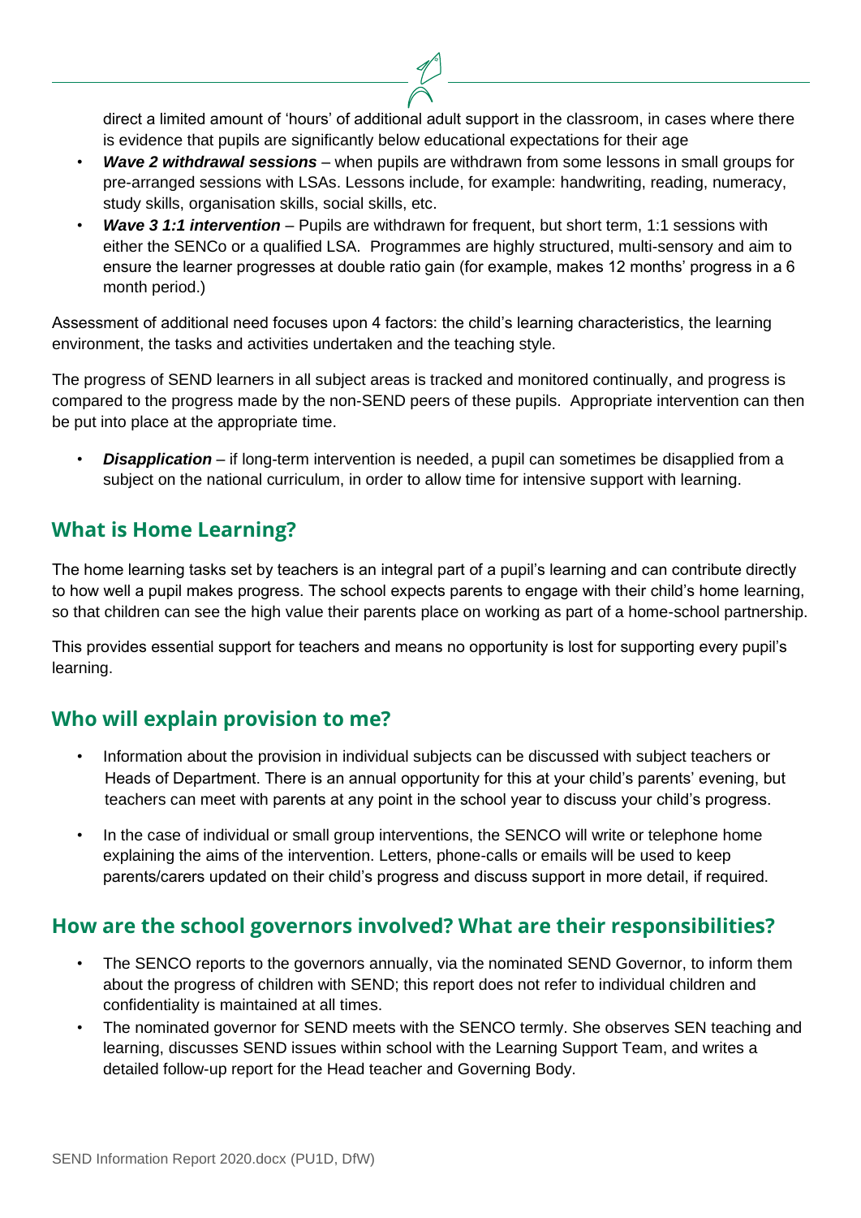direct a limited amount of 'hours' of additional adult support in the classroom, in cases where there is evidence that pupils are significantly below educational expectations for their age

- ***Wave 2 withdrawal sessions*** – when pupils are withdrawn from some lessons in small groups for pre-arranged sessions with LSAs. Lessons include, for example: handwriting, reading, numeracy, study skills, organisation skills, social skills, etc.
- ***Wave 3 1:1 intervention*** – Pupils are withdrawn for frequent, but short term, 1:1 sessions with either the SENCo or a qualified LSA. Programmes are highly structured, multi-sensory and aim to ensure the learner progresses at double ratio gain (for example, makes 12 months' progress in a 6 month period.)

Assessment of additional need focuses upon 4 factors: the child's learning characteristics, the learning environment, the tasks and activities undertaken and the teaching style.

The progress of SEND learners in all subject areas is tracked and monitored continually, and progress is compared to the progress made by the non-SEND peers of these pupils. Appropriate intervention can then be put into place at the appropriate time.

- ***Disapplication*** – if long-term intervention is needed, a pupil can sometimes be disapplied from a subject on the national curriculum, in order to allow time for intensive support with learning.

## What is Home Learning?

The home learning tasks set by teachers is an integral part of a pupil's learning and can contribute directly to how well a pupil makes progress. The school expects parents to engage with their child's home learning, so that children can see the high value their parents place on working as part of a home-school partnership.

This provides essential support for teachers and means no opportunity is lost for supporting every pupil's learning.

## Who will explain provision to me?

- Information about the provision in individual subjects can be discussed with subject teachers or Heads of Department. There is an annual opportunity for this at your child's parents' evening, but teachers can meet with parents at any point in the school year to discuss your child's progress.
- In the case of individual or small group interventions, the SENCO will write or telephone home explaining the aims of the intervention. Letters, phone-calls or emails will be used to keep parents/carers updated on their child's progress and discuss support in more detail, if required.

## How are the school governors involved? What are their responsibilities?

- The SENCO reports to the governors annually, via the nominated SEND Governor, to inform them about the progress of children with SEND; this report does not refer to individual children and confidentiality is maintained at all times.
- The nominated governor for SEND meets with the SENCO termly. She observes SEN teaching and learning, discusses SEND issues within school with the Learning Support Team, and writes a detailed follow-up report for the Head teacher and Governing Body.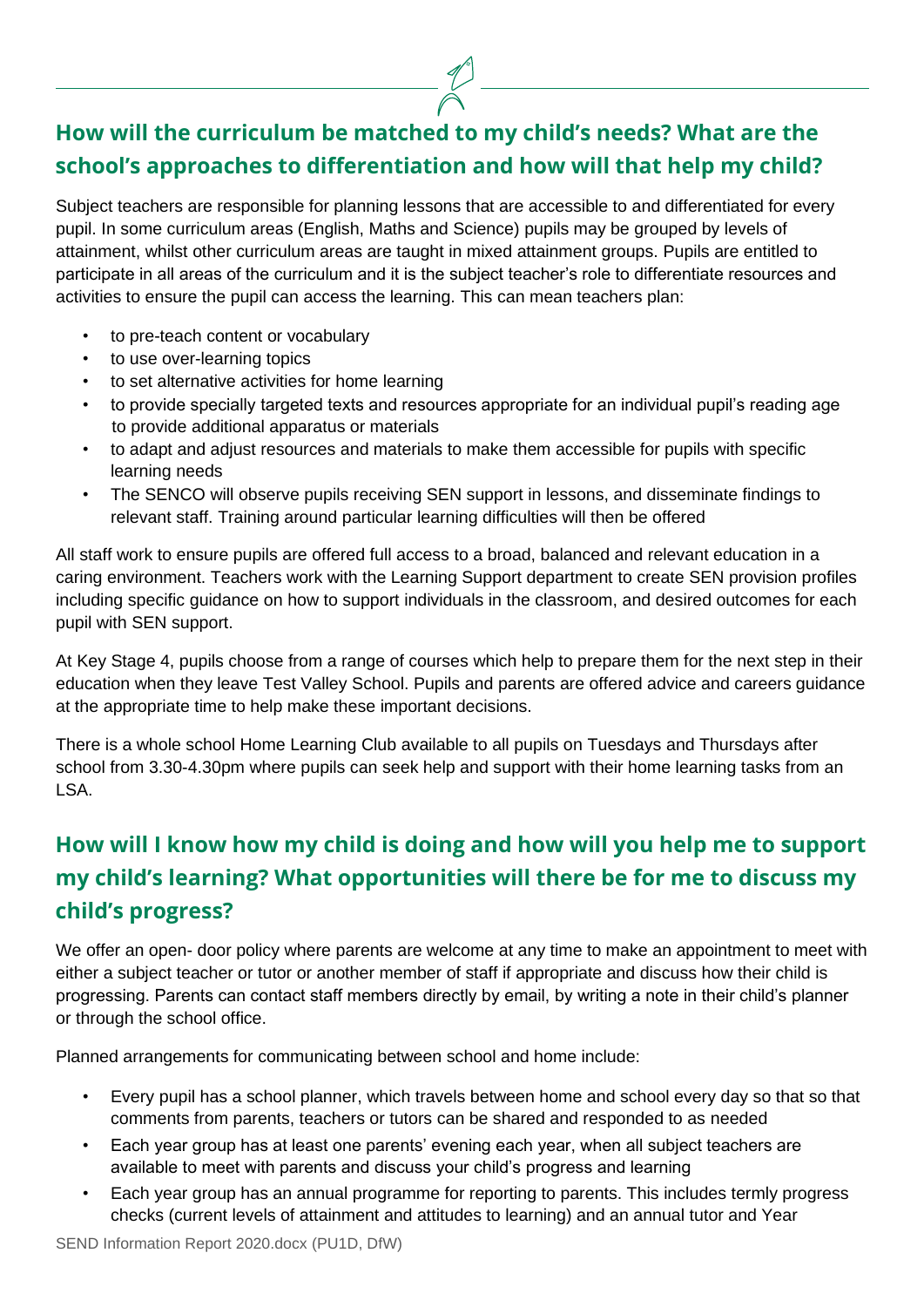## How will the curriculum be matched to my child's needs? What are the school's approaches to differentiation and how will that help my child?

Subject teachers are responsible for planning lessons that are accessible to and differentiated for every pupil. In some curriculum areas (English, Maths and Science) pupils may be grouped by levels of attainment, whilst other curriculum areas are taught in mixed attainment groups. Pupils are entitled to participate in all areas of the curriculum and it is the subject teacher's role to differentiate resources and activities to ensure the pupil can access the learning. This can mean teachers plan:

- to pre-teach content or vocabulary
- to use over-learning topics
- to set alternative activities for home learning
- to provide specially targeted texts and resources appropriate for an individual pupil's reading age to provide additional apparatus or materials
- to adapt and adjust resources and materials to make them accessible for pupils with specific learning needs
- The SENCO will observe pupils receiving SEN support in lessons, and disseminate findings to relevant staff. Training around particular learning difficulties will then be offered

All staff work to ensure pupils are offered full access to a broad, balanced and relevant education in a caring environment. Teachers work with the Learning Support department to create SEN provision profiles including specific guidance on how to support individuals in the classroom, and desired outcomes for each pupil with SEN support.

At Key Stage 4, pupils choose from a range of courses which help to prepare them for the next step in their education when they leave Test Valley School. Pupils and parents are offered advice and careers guidance at the appropriate time to help make these important decisions.

There is a whole school Home Learning Club available to all pupils on Tuesdays and Thursdays after school from 3.30-4.30pm where pupils can seek help and support with their home learning tasks from an LSA.

## How will I know how my child is doing and how will you help me to support my child's learning? What opportunities will there be for me to discuss my child's progress?

We offer an open- door policy where parents are welcome at any time to make an appointment to meet with either a subject teacher or tutor or another member of staff if appropriate and discuss how their child is progressing. Parents can contact staff members directly by email, by writing a note in their child's planner or through the school office.

Planned arrangements for communicating between school and home include:

- Every pupil has a school planner, which travels between home and school every day so that so that comments from parents, teachers or tutors can be shared and responded to as needed
- Each year group has at least one parents' evening each year, when all subject teachers are available to meet with parents and discuss your child's progress and learning
- Each year group has an annual programme for reporting to parents. This includes termly progress checks (current levels of attainment and attitudes to learning) and an annual tutor and Year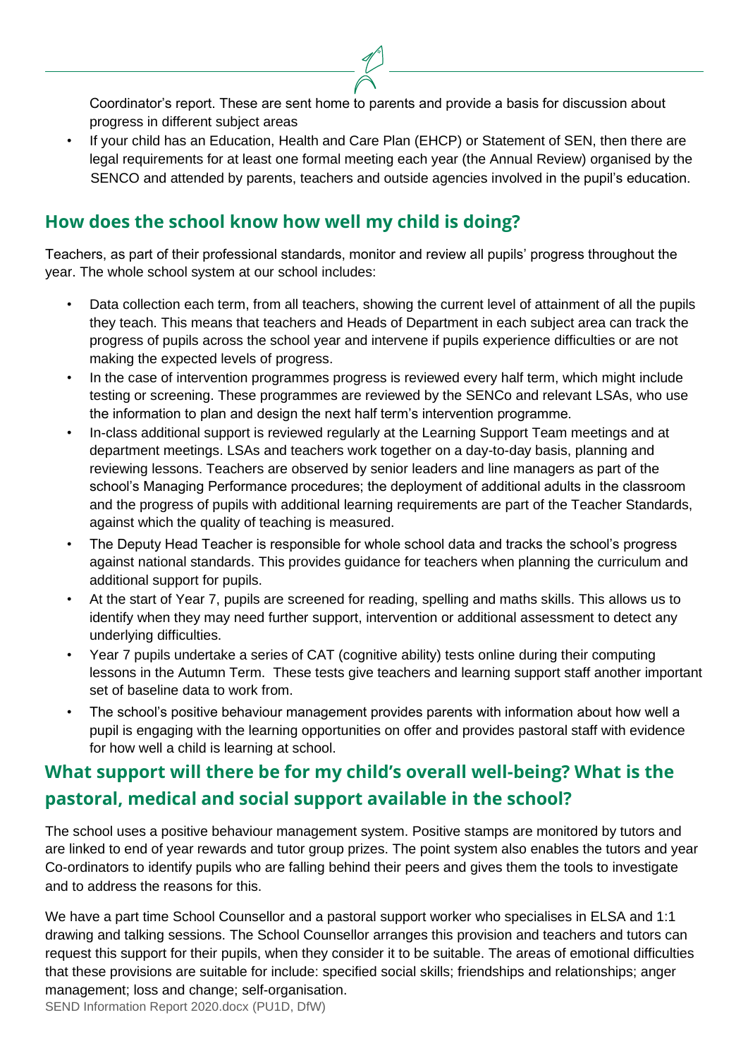Coordinator's report. These are sent home to parents and provide a basis for discussion about progress in different subject areas

- If your child has an Education, Health and Care Plan (EHCP) or Statement of SEN, then there are legal requirements for at least one formal meeting each year (the Annual Review) organised by the SENCO and attended by parents, teachers and outside agencies involved in the pupil's education.

## How does the school know how well my child is doing?

Teachers, as part of their professional standards, monitor and review all pupils' progress throughout the year. The whole school system at our school includes:

- Data collection each term, from all teachers, showing the current level of attainment of all the pupils they teach. This means that teachers and Heads of Department in each subject area can track the progress of pupils across the school year and intervene if pupils experience difficulties or are not making the expected levels of progress.
- In the case of intervention programmes progress is reviewed every half term, which might include testing or screening. These programmes are reviewed by the SENCo and relevant LSAs, who use the information to plan and design the next half term's intervention programme.
- In-class additional support is reviewed regularly at the Learning Support Team meetings and at department meetings. LSAs and teachers work together on a day-to-day basis, planning and reviewing lessons. Teachers are observed by senior leaders and line managers as part of the school's Managing Performance procedures; the deployment of additional adults in the classroom and the progress of pupils with additional learning requirements are part of the Teacher Standards, against which the quality of teaching is measured.
- The Deputy Head Teacher is responsible for whole school data and tracks the school's progress against national standards. This provides guidance for teachers when planning the curriculum and additional support for pupils.
- At the start of Year 7, pupils are screened for reading, spelling and maths skills. This allows us to identify when they may need further support, intervention or additional assessment to detect any underlying difficulties.
- Year 7 pupils undertake a series of CAT (cognitive ability) tests online during their computing lessons in the Autumn Term. These tests give teachers and learning support staff another important set of baseline data to work from.
- The school's positive behaviour management provides parents with information about how well a pupil is engaging with the learning opportunities on offer and provides pastoral staff with evidence for how well a child is learning at school.

## What support will there be for my child's overall well-being? What is the pastoral, medical and social support available in the school?

The school uses a positive behaviour management system. Positive stamps are monitored by tutors and are linked to end of year rewards and tutor group prizes. The point system also enables the tutors and year Co-ordinators to identify pupils who are falling behind their peers and gives them the tools to investigate and to address the reasons for this.

We have a part time School Counsellor and a pastoral support worker who specialises in ELSA and 1:1 drawing and talking sessions. The School Counsellor arranges this provision and teachers and tutors can request this support for their pupils, when they consider it to be suitable. The areas of emotional difficulties that these provisions are suitable for include: specified social skills; friendships and relationships; anger management; loss and change; self-organisation.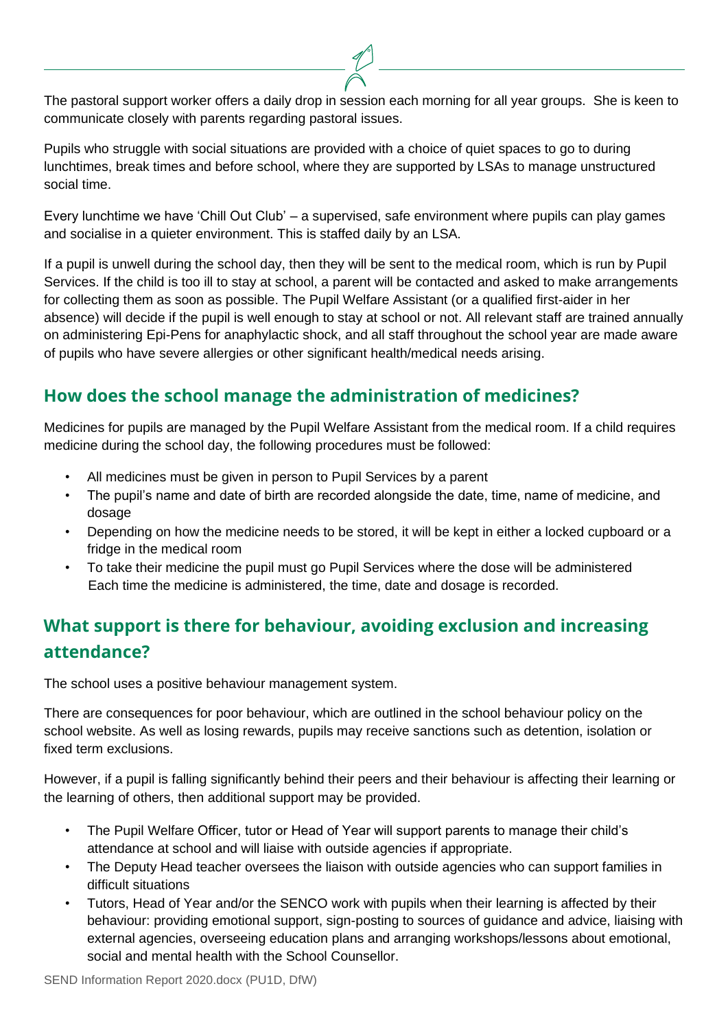The pastoral support worker offers a daily drop in session each morning for all year groups. She is keen to communicate closely with parents regarding pastoral issues.

Pupils who struggle with social situations are provided with a choice of quiet spaces to go to during lunchtimes, break times and before school, where they are supported by LSAs to manage unstructured social time.

Every lunchtime we have 'Chill Out Club' – a supervised, safe environment where pupils can play games and socialise in a quieter environment. This is staffed daily by an LSA.

If a pupil is unwell during the school day, then they will be sent to the medical room, which is run by Pupil Services. If the child is too ill to stay at school, a parent will be contacted and asked to make arrangements for collecting them as soon as possible. The Pupil Welfare Assistant (or a qualified first-aider in her absence) will decide if the pupil is well enough to stay at school or not. All relevant staff are trained annually on administering Epi-Pens for anaphylactic shock, and all staff throughout the school year are made aware of pupils who have severe allergies or other significant health/medical needs arising.

## How does the school manage the administration of medicines?

Medicines for pupils are managed by the Pupil Welfare Assistant from the medical room. If a child requires medicine during the school day, the following procedures must be followed:

- All medicines must be given in person to Pupil Services by a parent
- The pupil's name and date of birth are recorded alongside the date, time, name of medicine, and dosage
- Depending on how the medicine needs to be stored, it will be kept in either a locked cupboard or a fridge in the medical room
- To take their medicine the pupil must go Pupil Services where the dose will be administered Each time the medicine is administered, the time, date and dosage is recorded.

## What support is there for behaviour, avoiding exclusion and increasing attendance?

The school uses a positive behaviour management system.

There are consequences for poor behaviour, which are outlined in the school behaviour policy on the school website. As well as losing rewards, pupils may receive sanctions such as detention, isolation or fixed term exclusions.

However, if a pupil is falling significantly behind their peers and their behaviour is affecting their learning or the learning of others, then additional support may be provided.

- The Pupil Welfare Officer, tutor or Head of Year will support parents to manage their child's attendance at school and will liaise with outside agencies if appropriate.
- The Deputy Head teacher oversees the liaison with outside agencies who can support families in difficult situations
- Tutors, Head of Year and/or the SENCO work with pupils when their learning is affected by their behaviour: providing emotional support, sign-posting to sources of guidance and advice, liaising with external agencies, overseeing education plans and arranging workshops/lessons about emotional, social and mental health with the School Counsellor.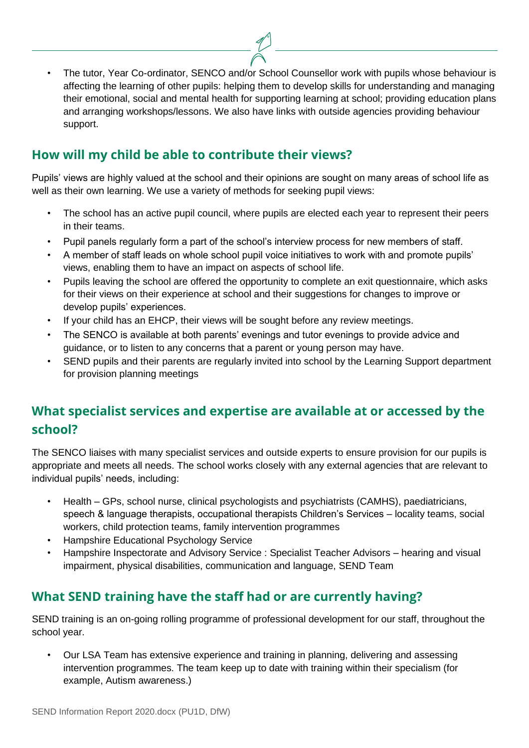- The tutor, Year Co-ordinator, SENCO and/or School Counsellor work with pupils whose behaviour is affecting the learning of other pupils: helping them to develop skills for understanding and managing their emotional, social and mental health for supporting learning at school; providing education plans and arranging workshops/lessons. We also have links with outside agencies providing behaviour support.

## How will my child be able to contribute their views?

Pupils' views are highly valued at the school and their opinions are sought on many areas of school life as well as their own learning. We use a variety of methods for seeking pupil views:

- The school has an active pupil council, where pupils are elected each year to represent their peers in their teams.
- Pupil panels regularly form a part of the school's interview process for new members of staff.
- A member of staff leads on whole school pupil voice initiatives to work with and promote pupils' views, enabling them to have an impact on aspects of school life.
- Pupils leaving the school are offered the opportunity to complete an exit questionnaire, which asks for their views on their experience at school and their suggestions for changes to improve or develop pupils' experiences.
- If your child has an EHCP, their views will be sought before any review meetings.
- The SENCO is available at both parents' evenings and tutor evenings to provide advice and guidance, or to listen to any concerns that a parent or young person may have.
- SEND pupils and their parents are regularly invited into school by the Learning Support department for provision planning meetings

## What specialist services and expertise are available at or accessed by the school?

The SENCO liaises with many specialist services and outside experts to ensure provision for our pupils is appropriate and meets all needs. The school works closely with any external agencies that are relevant to individual pupils' needs, including:

- Health – GPs, school nurse, clinical psychologists and psychiatrists (CAMHS), paediatricians, speech & language therapists, occupational therapists Children's Services – locality teams, social workers, child protection teams, family intervention programmes
- Hampshire Educational Psychology Service
- Hampshire Inspectorate and Advisory Service : Specialist Teacher Advisors – hearing and visual impairment, physical disabilities, communication and language, SEND Team

## What SEND training have the staff had or are currently having?

SEND training is an on-going rolling programme of professional development for our staff, throughout the school year.

- Our LSA Team has extensive experience and training in planning, delivering and assessing intervention programmes. The team keep up to date with training within their specialism (for example, Autism awareness.)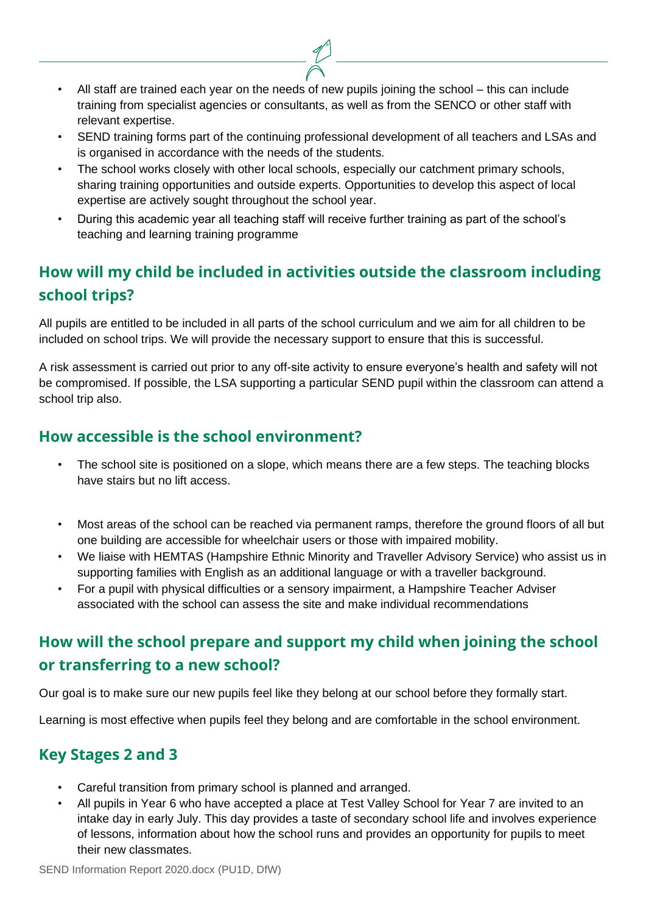- All staff are trained each year on the needs of new pupils joining the school – this can include training from specialist agencies or consultants, as well as from the SENCO or other staff with relevant expertise.
- SEND training forms part of the continuing professional development of all teachers and LSAs and is organised in accordance with the needs of the students.
- The school works closely with other local schools, especially our catchment primary schools, sharing training opportunities and outside experts. Opportunities to develop this aspect of local expertise are actively sought throughout the school year.
- During this academic year all teaching staff will receive further training as part of the school's teaching and learning training programme

## How will my child be included in activities outside the classroom including school trips?

All pupils are entitled to be included in all parts of the school curriculum and we aim for all children to be included on school trips. We will provide the necessary support to ensure that this is successful.

A risk assessment is carried out prior to any off-site activity to ensure everyone's health and safety will not be compromised. If possible, the LSA supporting a particular SEND pupil within the classroom can attend a school trip also.

## How accessible is the school environment?

- The school site is positioned on a slope, which means there are a few steps. The teaching blocks have stairs but no lift access.
- Most areas of the school can be reached via permanent ramps, therefore the ground floors of all but one building are accessible for wheelchair users or those with impaired mobility.
- We liaise with HEMTAS (Hampshire Ethnic Minority and Traveller Advisory Service) who assist us in supporting families with English as an additional language or with a traveller background.
- For a pupil with physical difficulties or a sensory impairment, a Hampshire Teacher Adviser associated with the school can assess the site and make individual recommendations

## How will the school prepare and support my child when joining the school or transferring to a new school?

Our goal is to make sure our new pupils feel like they belong at our school before they formally start.

Learning is most effective when pupils feel they belong and are comfortable in the school environment.

## Key Stages 2 and 3

- Careful transition from primary school is planned and arranged.
- All pupils in Year 6 who have accepted a place at Test Valley School for Year 7 are invited to an intake day in early July. This day provides a taste of secondary school life and involves experience of lessons, information about how the school runs and provides an opportunity for pupils to meet their new classmates.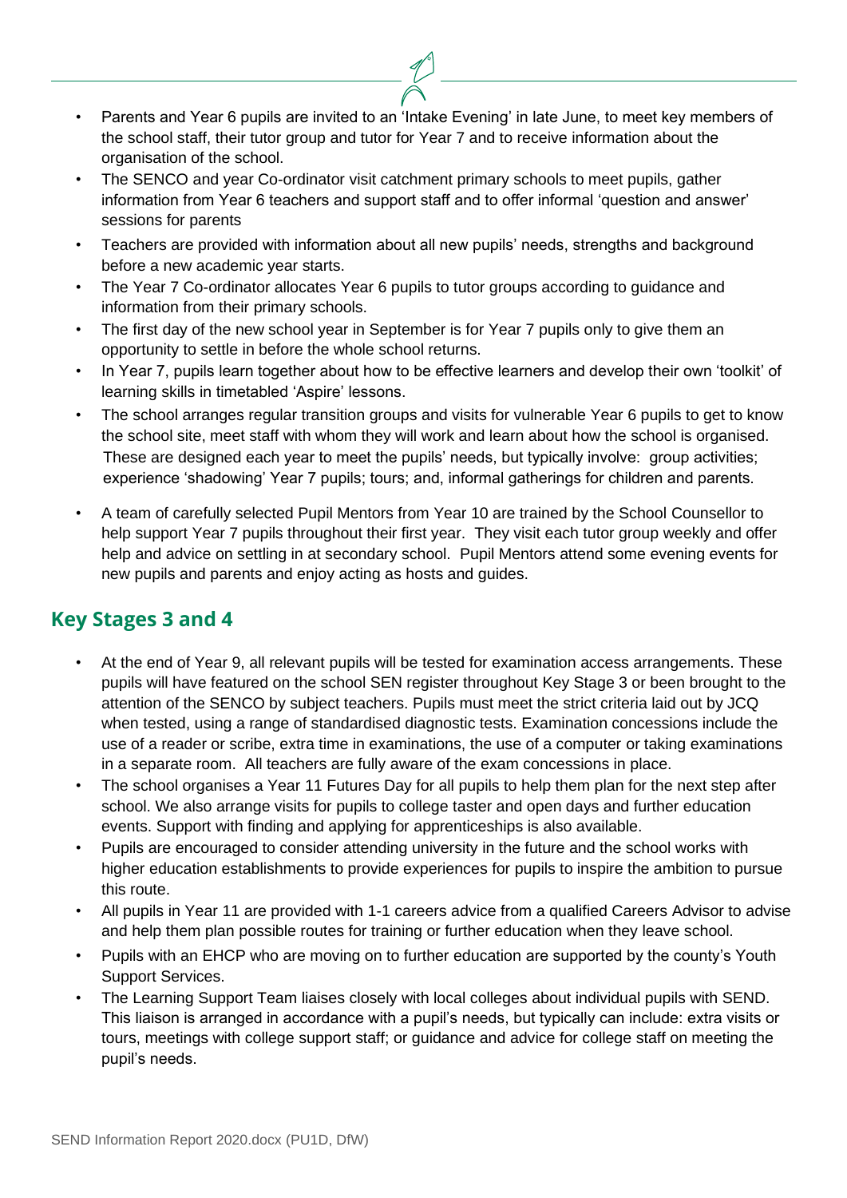- Parents and Year 6 pupils are invited to an 'Intake Evening' in late June, to meet key members of the school staff, their tutor group and tutor for Year 7 and to receive information about the organisation of the school.
- The SENCO and year Co-ordinator visit catchment primary schools to meet pupils, gather information from Year 6 teachers and support staff and to offer informal 'question and answer' sessions for parents
- Teachers are provided with information about all new pupils' needs, strengths and background before a new academic year starts.
- The Year 7 Co-ordinator allocates Year 6 pupils to tutor groups according to guidance and information from their primary schools.
- The first day of the new school year in September is for Year 7 pupils only to give them an opportunity to settle in before the whole school returns.
- In Year 7, pupils learn together about how to be effective learners and develop their own 'toolkit' of learning skills in timetabled 'Aspire' lessons.
- The school arranges regular transition groups and visits for vulnerable Year 6 pupils to get to know the school site, meet staff with whom they will work and learn about how the school is organised. These are designed each year to meet the pupils' needs, but typically involve: group activities; experience 'shadowing' Year 7 pupils; tours; and, informal gatherings for children and parents.
- A team of carefully selected Pupil Mentors from Year 10 are trained by the School Counsellor to help support Year 7 pupils throughout their first year. They visit each tutor group weekly and offer help and advice on settling in at secondary school. Pupil Mentors attend some evening events for new pupils and parents and enjoy acting as hosts and guides.

## Key Stages 3 and 4

- At the end of Year 9, all relevant pupils will be tested for examination access arrangements. These pupils will have featured on the school SEN register throughout Key Stage 3 or been brought to the attention of the SENCO by subject teachers. Pupils must meet the strict criteria laid out by JCQ when tested, using a range of standardised diagnostic tests. Examination concessions include the use of a reader or scribe, extra time in examinations, the use of a computer or taking examinations in a separate room. All teachers are fully aware of the exam concessions in place.
- The school organises a Year 11 Futures Day for all pupils to help them plan for the next step after school. We also arrange visits for pupils to college taster and open days and further education events. Support with finding and applying for apprenticeships is also available.
- Pupils are encouraged to consider attending university in the future and the school works with higher education establishments to provide experiences for pupils to inspire the ambition to pursue this route.
- All pupils in Year 11 are provided with 1-1 careers advice from a qualified Careers Advisor to advise and help them plan possible routes for training or further education when they leave school.
- Pupils with an EHCP who are moving on to further education are supported by the county's Youth Support Services.
- The Learning Support Team liaises closely with local colleges about individual pupils with SEND. This liaison is arranged in accordance with a pupil's needs, but typically can include: extra visits or tours, meetings with college support staff; or guidance and advice for college staff on meeting the pupil's needs.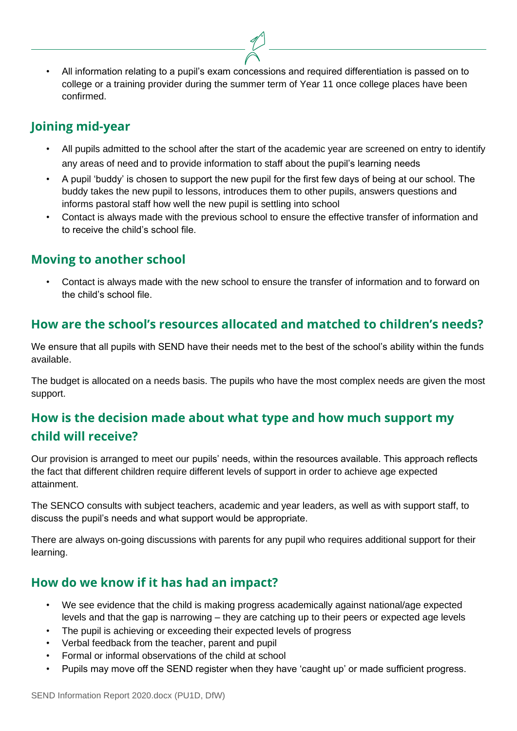- All information relating to a pupil's exam concessions and required differentiation is passed on to college or a training provider during the summer term of Year 11 once college places have been confirmed.

## Joining mid-year

- All pupils admitted to the school after the start of the academic year are screened on entry to identify any areas of need and to provide information to staff about the pupil's learning needs
- A pupil 'buddy' is chosen to support the new pupil for the first few days of being at our school. The buddy takes the new pupil to lessons, introduces them to other pupils, answers questions and informs pastoral staff how well the new pupil is settling into school
- Contact is always made with the previous school to ensure the effective transfer of information and to receive the child's school file.

## Moving to another school

- Contact is always made with the new school to ensure the transfer of information and to forward on the child's school file.

## How are the school's resources allocated and matched to children's needs?

We ensure that all pupils with SEND have their needs met to the best of the school's ability within the funds available.

The budget is allocated on a needs basis. The pupils who have the most complex needs are given the most support.

## How is the decision made about what type and how much support my child will receive?

Our provision is arranged to meet our pupils' needs, within the resources available. This approach reflects the fact that different children require different levels of support in order to achieve age expected attainment.

The SENCO consults with subject teachers, academic and year leaders, as well as with support staff, to discuss the pupil's needs and what support would be appropriate.

There are always on-going discussions with parents for any pupil who requires additional support for their learning.

## How do we know if it has had an impact?

- We see evidence that the child is making progress academically against national/age expected levels and that the gap is narrowing – they are catching up to their peers or expected age levels
- The pupil is achieving or exceeding their expected levels of progress
- Verbal feedback from the teacher, parent and pupil
- Formal or informal observations of the child at school
- Pupils may move off the SEND register when they have 'caught up' or made sufficient progress.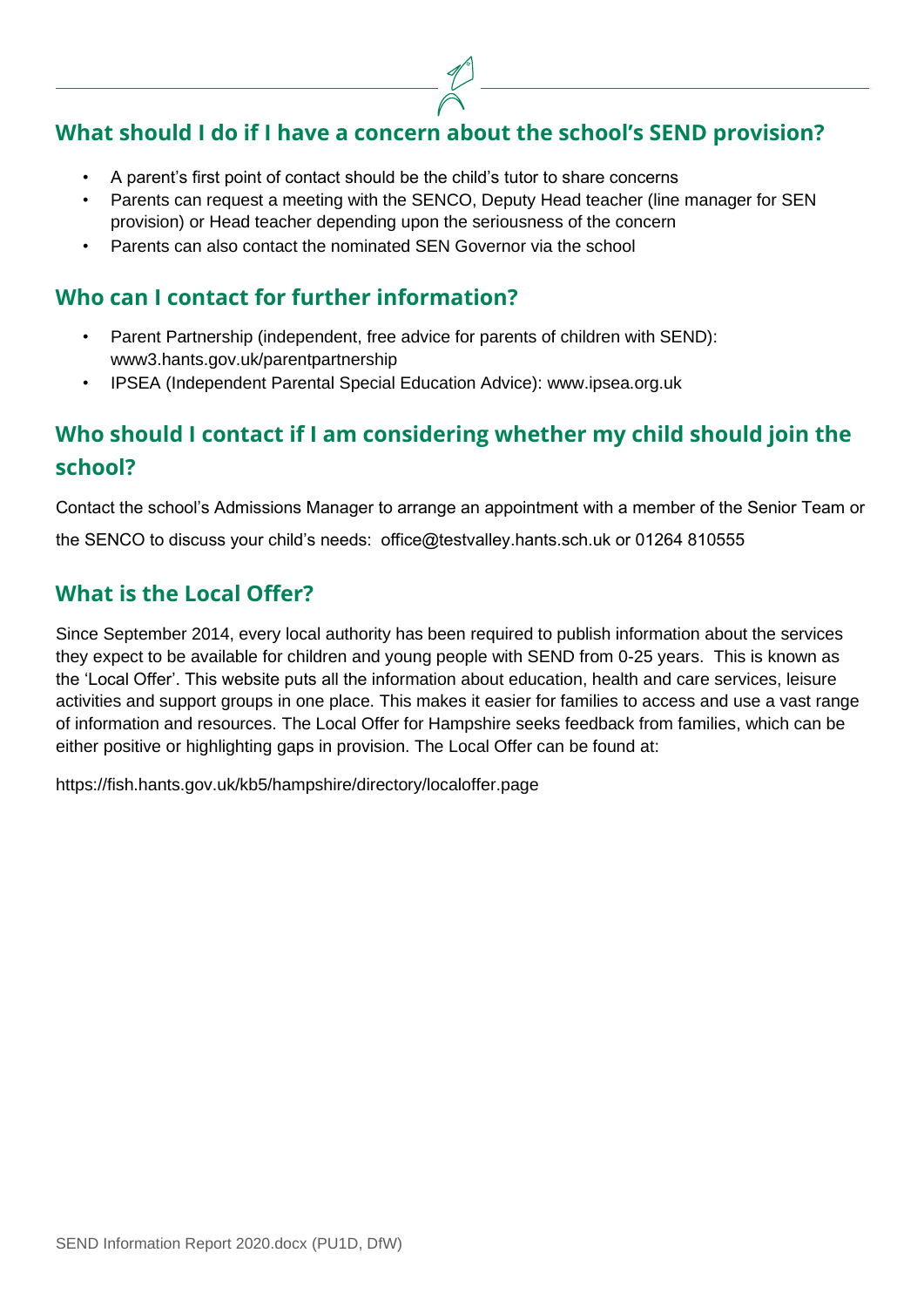## What should I do if I have a concern about the school's SEND provision?

- A parent's first point of contact should be the child's tutor to share concerns
- Parents can request a meeting with the SENCO, Deputy Head teacher (line manager for SEN provision) or Head teacher depending upon the seriousness of the concern
- Parents can also contact the nominated SEN Governor via the school

## Who can I contact for further information?

- Parent Partnership (independent, free advice for parents of children with SEND): www3.hants.gov.uk/parentpartnership
- IPSEA (Independent Parental Special Education Advice): www.ipsea.org.uk

## Who should I contact if I am considering whether my child should join the school?

Contact the school's Admissions Manager to arrange an appointment with a member of the Senior Team or the SENCO to discuss your child's needs: office@testvalley.hants.sch.uk or 01264 810555

## What is the Local Offer?

Since September 2014, every local authority has been required to publish information about the services they expect to be available for children and young people with SEND from 0-25 years. This is known as the 'Local Offer'. This website puts all the information about education, health and care services, leisure activities and support groups in one place. This makes it easier for families to access and use a vast range of information and resources. The Local Offer for Hampshire seeks feedback from families, which can be either positive or highlighting gaps in provision. The Local Offer can be found at:

https://fish.hants.gov.uk/kb5/hampshire/directory/localoffer.page